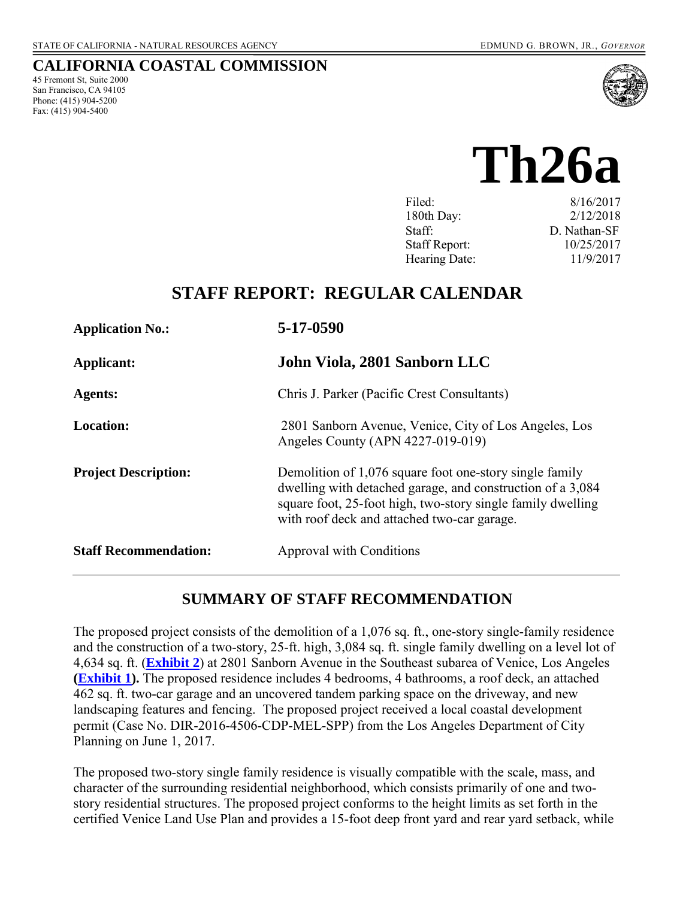STATE OF CALIFORNIA - NATURAL RESOURCES AGENCY EDMUND G. BROWN, JR., *GOVERNOR*

**CALIFORNIA COASTAL COMMISSION**
45 Fremont St, Suite 2000
San Francisco, CA 94105
Phone: (415) 904-5200
Fax: (415) 904-5400

# Th26a

| | |
|---|---|
| Filed: | 8/16/2017 |
| 180th Day: | 2/12/2018 |
| Staff: | D. Nathan-SF |
| Staff Report: | 10/25/2017 |
| Hearing Date: | 11/9/2017 |

## STAFF REPORT: REGULAR CALENDAR

| | |
|---|---|
| **Application No.:** | **5-17-0590** |
| **Applicant:** | **John Viola, 2801 Sanborn LLC** |
| **Agents:** | Chris J. Parker (Pacific Crest Consultants) |
| **Location:** | 2801 Sanborn Avenue, Venice, City of Los Angeles, Los Angeles County (APN 4227-019-019) |
| **Project Description:** | Demolition of 1,076 square foot one-story single family dwelling with detached garage, and construction of a 3,084 square foot, 25-foot high, two-story single family dwelling with roof deck and attached two-car garage. |
| **Staff Recommendation:** | Approval with Conditions |

## SUMMARY OF STAFF RECOMMENDATION

The proposed project consists of the demolition of a 1,076 sq. ft., one-story single-family residence and the construction of a two-story, 25-ft. high, 3,084 sq. ft. single family dwelling on a level lot of 4,634 sq. ft. (**Exhibit 2**) at 2801 Sanborn Avenue in the Southeast subarea of Venice, Los Angeles **(Exhibit 1).** The proposed residence includes 4 bedrooms, 4 bathrooms, a roof deck, an attached 462 sq. ft. two-car garage and an uncovered tandem parking space on the driveway, and new landscaping features and fencing. The proposed project received a local coastal development permit (Case No. DIR-2016-4506-CDP-MEL-SPP) from the Los Angeles Department of City Planning on June 1, 2017.

The proposed two-story single family residence is visually compatible with the scale, mass, and character of the surrounding residential neighborhood, which consists primarily of one and two-story residential structures. The proposed project conforms to the height limits as set forth in the certified Venice Land Use Plan and provides a 15-foot deep front yard and rear yard setback, while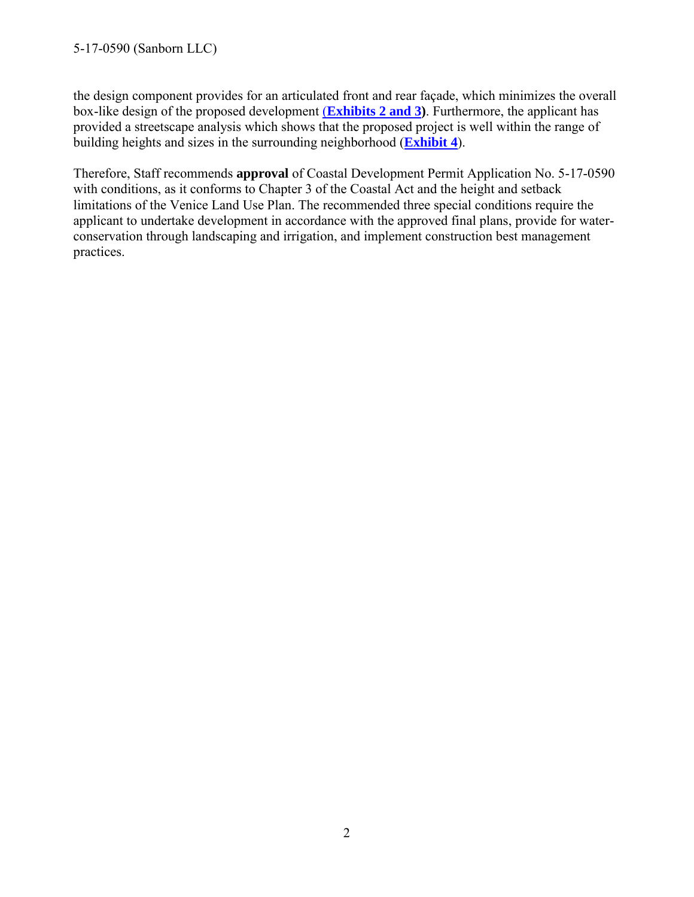the design component provides for an articulated front and rear façade, which minimizes the overall box-like design of the proposed development (**Exhibits 2 and 3**). Furthermore, the applicant has provided a streetscape analysis which shows that the proposed project is well within the range of building heights and sizes in the surrounding neighborhood (**Exhibit 4**).

Therefore, Staff recommends **approval** of Coastal Development Permit Application No. 5-17-0590 with conditions, as it conforms to Chapter 3 of the Coastal Act and the height and setback limitations of the Venice Land Use Plan. The recommended three special conditions require the applicant to undertake development in accordance with the approved final plans, provide for water-conservation through landscaping and irrigation, and implement construction best management practices.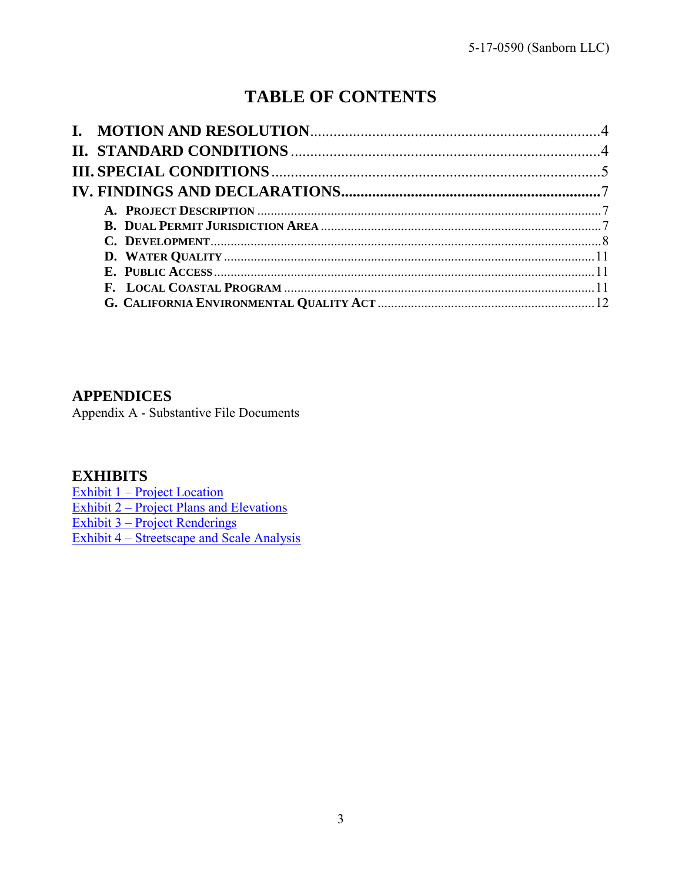# TABLE OF CONTENTS

**I. MOTION AND RESOLUTION** .......... 4
**II. STANDARD CONDITIONS** .......... 4
**III. SPECIAL CONDITIONS** .......... 5
**IV. FINDINGS AND DECLARATIONS** .......... 7
- **A. Project Description** .......... 7
- **B. Dual Permit Jurisdiction Area** .......... 7
- **C. Development** .......... 8
- **D. Water Quality** .......... 11
- **E. Public Access** .......... 11
- **F. Local Coastal Program** .......... 11
- **G. California Environmental Quality Act** .......... 12

## APPENDICES

Appendix A - Substantive File Documents

## EXHIBITS

Exhibit 1 – Project Location
Exhibit 2 – Project Plans and Elevations
Exhibit 3 – Project Renderings
Exhibit 4 – Streetscape and Scale Analysis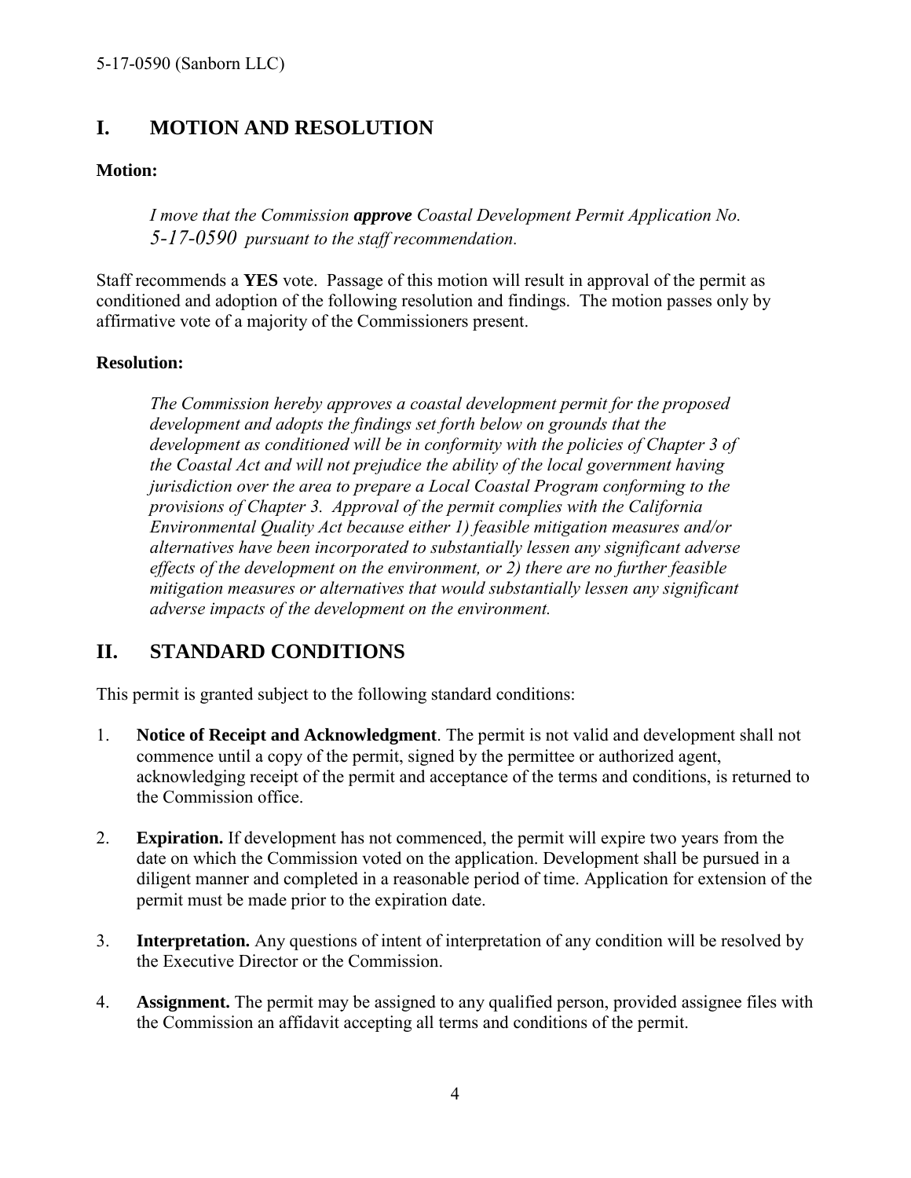## I. MOTION AND RESOLUTION

**Motion:**

> *I move that the Commission* ***approve*** *Coastal Development Permit Application No. 5-17-0590 pursuant to the staff recommendation.*

Staff recommends a **YES** vote. Passage of this motion will result in approval of the permit as conditioned and adoption of the following resolution and findings. The motion passes only by affirmative vote of a majority of the Commissioners present.

**Resolution:**

> *The Commission hereby approves a coastal development permit for the proposed development and adopts the findings set forth below on grounds that the development as conditioned will be in conformity with the policies of Chapter 3 of the Coastal Act and will not prejudice the ability of the local government having jurisdiction over the area to prepare a Local Coastal Program conforming to the provisions of Chapter 3. Approval of the permit complies with the California Environmental Quality Act because either 1) feasible mitigation measures and/or alternatives have been incorporated to substantially lessen any significant adverse effects of the development on the environment, or 2) there are no further feasible mitigation measures or alternatives that would substantially lessen any significant adverse impacts of the development on the environment.*

## II. STANDARD CONDITIONS

This permit is granted subject to the following standard conditions:

1. **Notice of Receipt and Acknowledgment**. The permit is not valid and development shall not commence until a copy of the permit, signed by the permittee or authorized agent, acknowledging receipt of the permit and acceptance of the terms and conditions, is returned to the Commission office.

2. **Expiration.** If development has not commenced, the permit will expire two years from the date on which the Commission voted on the application. Development shall be pursued in a diligent manner and completed in a reasonable period of time. Application for extension of the permit must be made prior to the expiration date.

3. **Interpretation.** Any questions of intent of interpretation of any condition will be resolved by the Executive Director or the Commission.

4. **Assignment.** The permit may be assigned to any qualified person, provided assignee files with the Commission an affidavit accepting all terms and conditions of the permit.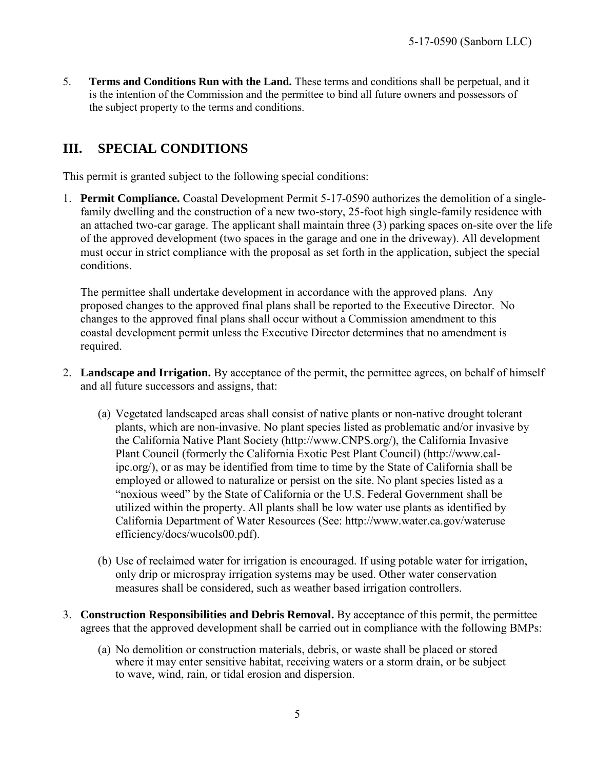5. **Terms and Conditions Run with the Land.** These terms and conditions shall be perpetual, and it is the intention of the Commission and the permittee to bind all future owners and possessors of the subject property to the terms and conditions.

## III. SPECIAL CONDITIONS

This permit is granted subject to the following special conditions:

1. **Permit Compliance.** Coastal Development Permit 5-17-0590 authorizes the demolition of a single-family dwelling and the construction of a new two-story, 25-foot high single-family residence with an attached two-car garage. The applicant shall maintain three (3) parking spaces on-site over the life of the approved development (two spaces in the garage and one in the driveway). All development must occur in strict compliance with the proposal as set forth in the application, subject the special conditions.

   The permittee shall undertake development in accordance with the approved plans. Any proposed changes to the approved final plans shall be reported to the Executive Director. No changes to the approved final plans shall occur without a Commission amendment to this coastal development permit unless the Executive Director determines that no amendment is required.

2. **Landscape and Irrigation.** By acceptance of the permit, the permittee agrees, on behalf of himself and all future successors and assigns, that:

   (a) Vegetated landscaped areas shall consist of native plants or non-native drought tolerant plants, which are non-invasive. No plant species listed as problematic and/or invasive by the California Native Plant Society (http://www.CNPS.org/), the California Invasive Plant Council (formerly the California Exotic Pest Plant Council) (http://www.cal-ipc.org/), or as may be identified from time to time by the State of California shall be employed or allowed to naturalize or persist on the site. No plant species listed as a "noxious weed" by the State of California or the U.S. Federal Government shall be utilized within the property. All plants shall be low water use plants as identified by California Department of Water Resources (See: http://www.water.ca.gov/wateruse efficiency/docs/wucols00.pdf).

   (b) Use of reclaimed water for irrigation is encouraged. If using potable water for irrigation, only drip or microspray irrigation systems may be used. Other water conservation measures shall be considered, such as weather based irrigation controllers.

3. **Construction Responsibilities and Debris Removal.** By acceptance of this permit, the permittee agrees that the approved development shall be carried out in compliance with the following BMPs:

   (a) No demolition or construction materials, debris, or waste shall be placed or stored where it may enter sensitive habitat, receiving waters or a storm drain, or be subject to wave, wind, rain, or tidal erosion and dispersion.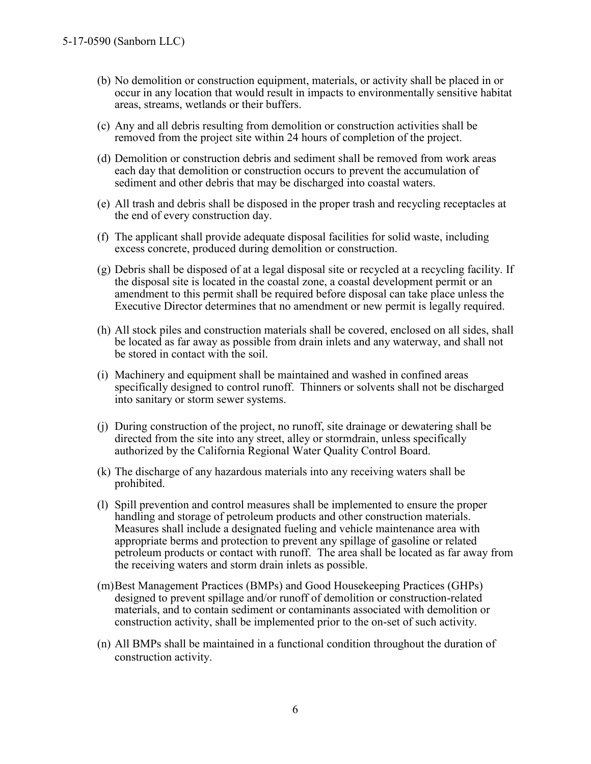(b) No demolition or construction equipment, materials, or activity shall be placed in or occur in any location that would result in impacts to environmentally sensitive habitat areas, streams, wetlands or their buffers.

(c) Any and all debris resulting from demolition or construction activities shall be removed from the project site within 24 hours of completion of the project.

(d) Demolition or construction debris and sediment shall be removed from work areas each day that demolition or construction occurs to prevent the accumulation of sediment and other debris that may be discharged into coastal waters.

(e) All trash and debris shall be disposed in the proper trash and recycling receptacles at the end of every construction day.

(f) The applicant shall provide adequate disposal facilities for solid waste, including excess concrete, produced during demolition or construction.

(g) Debris shall be disposed of at a legal disposal site or recycled at a recycling facility. If the disposal site is located in the coastal zone, a coastal development permit or an amendment to this permit shall be required before disposal can take place unless the Executive Director determines that no amendment or new permit is legally required.

(h) All stock piles and construction materials shall be covered, enclosed on all sides, shall be located as far away as possible from drain inlets and any waterway, and shall not be stored in contact with the soil.

(i) Machinery and equipment shall be maintained and washed in confined areas specifically designed to control runoff. Thinners or solvents shall not be discharged into sanitary or storm sewer systems.

(j) During construction of the project, no runoff, site drainage or dewatering shall be directed from the site into any street, alley or stormdrain, unless specifically authorized by the California Regional Water Quality Control Board.

(k) The discharge of any hazardous materials into any receiving waters shall be prohibited.

(l) Spill prevention and control measures shall be implemented to ensure the proper handling and storage of petroleum products and other construction materials. Measures shall include a designated fueling and vehicle maintenance area with appropriate berms and protection to prevent any spillage of gasoline or related petroleum products or contact with runoff. The area shall be located as far away from the receiving waters and storm drain inlets as possible.

(m) Best Management Practices (BMPs) and Good Housekeeping Practices (GHPs) designed to prevent spillage and/or runoff of demolition or construction-related materials, and to contain sediment or contaminants associated with demolition or construction activity, shall be implemented prior to the on-set of such activity.

(n) All BMPs shall be maintained in a functional condition throughout the duration of construction activity.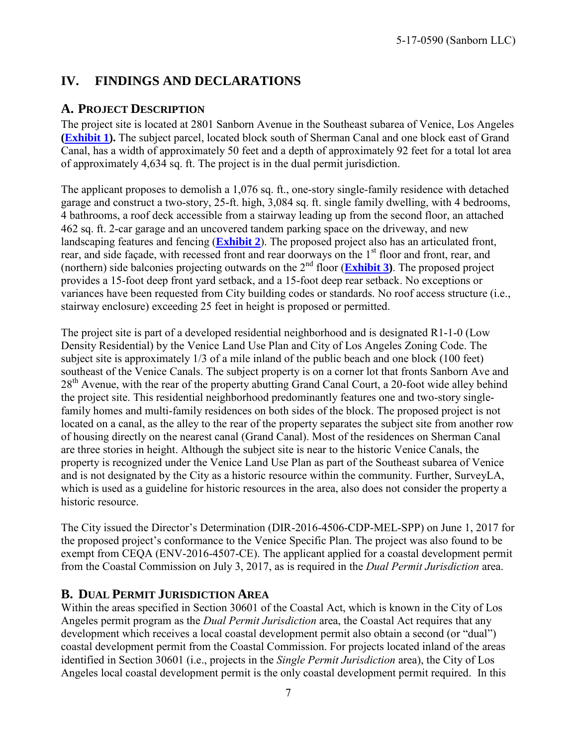## IV. FINDINGS AND DECLARATIONS

### A. PROJECT DESCRIPTION

The project site is located at 2801 Sanborn Avenue in the Southeast subarea of Venice, Los Angeles **(Exhibit 1).** The subject parcel, located block south of Sherman Canal and one block east of Grand Canal, has a width of approximately 50 feet and a depth of approximately 92 feet for a total lot area of approximately 4,634 sq. ft. The project is in the dual permit jurisdiction.

The applicant proposes to demolish a 1,076 sq. ft., one-story single-family residence with detached garage and construct a two-story, 25-ft. high, 3,084 sq. ft. single family dwelling, with 4 bedrooms, 4 bathrooms, a roof deck accessible from a stairway leading up from the second floor, an attached 462 sq. ft. 2-car garage and an uncovered tandem parking space on the driveway, and new landscaping features and fencing (**Exhibit 2**). The proposed project also has an articulated front, rear, and side façade, with recessed front and rear doorways on the 1st floor and front, rear, and (northern) side balconies projecting outwards on the 2nd floor (**Exhibit 3)**. The proposed project provides a 15-foot deep front yard setback, and a 15-foot deep rear setback. No exceptions or variances have been requested from City building codes or standards. No roof access structure (i.e., stairway enclosure) exceeding 25 feet in height is proposed or permitted.

The project site is part of a developed residential neighborhood and is designated R1-1-0 (Low Density Residential) by the Venice Land Use Plan and City of Los Angeles Zoning Code. The subject site is approximately 1/3 of a mile inland of the public beach and one block (100 feet) southeast of the Venice Canals. The subject property is on a corner lot that fronts Sanborn Ave and 28th Avenue, with the rear of the property abutting Grand Canal Court, a 20-foot wide alley behind the project site. This residential neighborhood predominantly features one and two-story single-family homes and multi-family residences on both sides of the block. The proposed project is not located on a canal, as the alley to the rear of the property separates the subject site from another row of housing directly on the nearest canal (Grand Canal). Most of the residences on Sherman Canal are three stories in height. Although the subject site is near to the historic Venice Canals, the property is recognized under the Venice Land Use Plan as part of the Southeast subarea of Venice and is not designated by the City as a historic resource within the community. Further, SurveyLA, which is used as a guideline for historic resources in the area, also does not consider the property a historic resource.

The City issued the Director's Determination (DIR-2016-4506-CDP-MEL-SPP) on June 1, 2017 for the proposed project's conformance to the Venice Specific Plan. The project was also found to be exempt from CEQA (ENV-2016-4507-CE). The applicant applied for a coastal development permit from the Coastal Commission on July 3, 2017, as is required in the *Dual Permit Jurisdiction* area.

### B. DUAL PERMIT JURISDICTION AREA

Within the areas specified in Section 30601 of the Coastal Act, which is known in the City of Los Angeles permit program as the *Dual Permit Jurisdiction* area, the Coastal Act requires that any development which receives a local coastal development permit also obtain a second (or "dual") coastal development permit from the Coastal Commission. For projects located inland of the areas identified in Section 30601 (i.e., projects in the *Single Permit Jurisdiction* area), the City of Los Angeles local coastal development permit is the only coastal development permit required. In this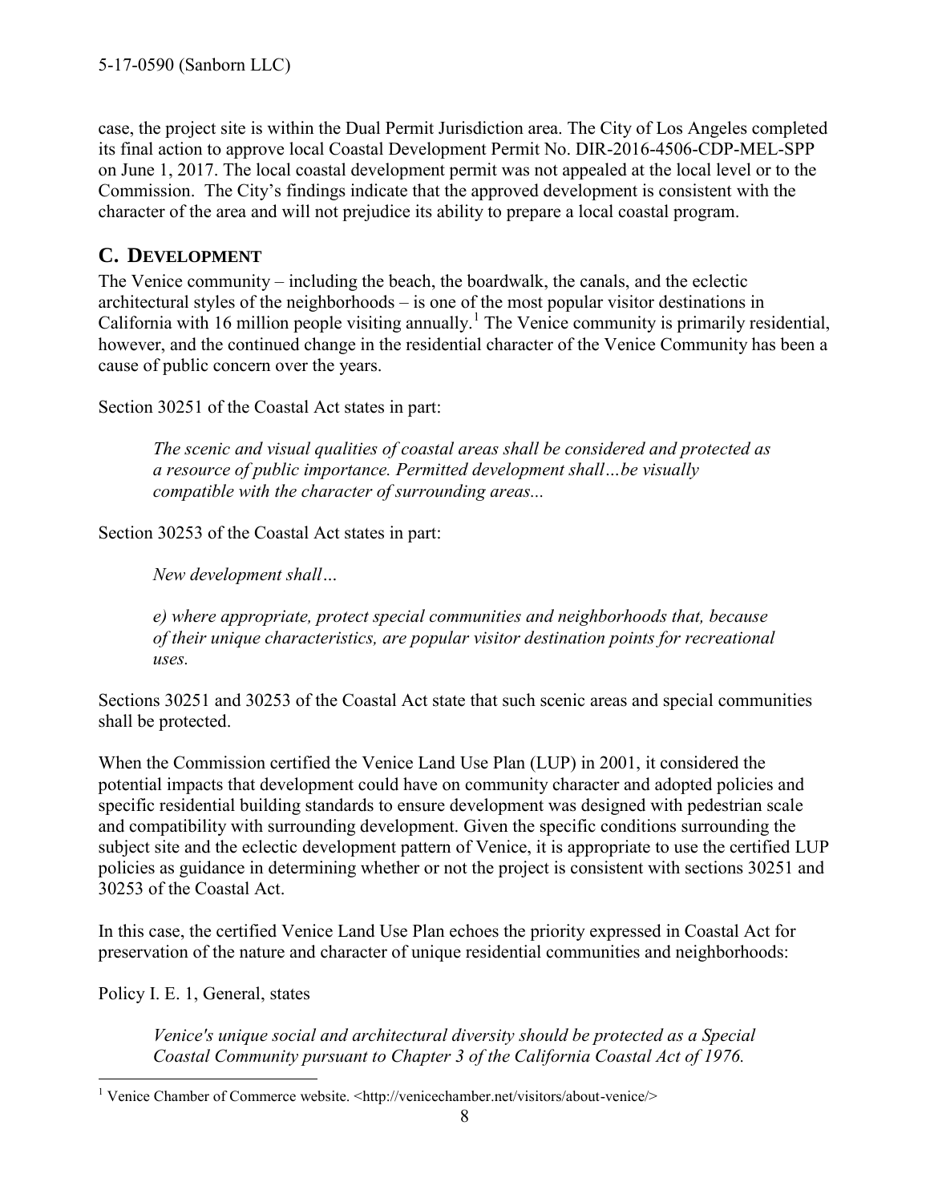case, the project site is within the Dual Permit Jurisdiction area. The City of Los Angeles completed its final action to approve local Coastal Development Permit No. DIR-2016-4506-CDP-MEL-SPP on June 1, 2017. The local coastal development permit was not appealed at the local level or to the Commission. The City's findings indicate that the approved development is consistent with the character of the area and will not prejudice its ability to prepare a local coastal program.

## C. DEVELOPMENT

The Venice community – including the beach, the boardwalk, the canals, and the eclectic architectural styles of the neighborhoods – is one of the most popular visitor destinations in California with 16 million people visiting annually.[1] The Venice community is primarily residential, however, and the continued change in the residential character of the Venice Community has been a cause of public concern over the years.

Section 30251 of the Coastal Act states in part:

> *The scenic and visual qualities of coastal areas shall be considered and protected as a resource of public importance. Permitted development shall…be visually compatible with the character of surrounding areas...*

Section 30253 of the Coastal Act states in part:

> *New development shall…*
>
> *e) where appropriate, protect special communities and neighborhoods that, because of their unique characteristics, are popular visitor destination points for recreational uses.*

Sections 30251 and 30253 of the Coastal Act state that such scenic areas and special communities shall be protected.

When the Commission certified the Venice Land Use Plan (LUP) in 2001, it considered the potential impacts that development could have on community character and adopted policies and specific residential building standards to ensure development was designed with pedestrian scale and compatibility with surrounding development. Given the specific conditions surrounding the subject site and the eclectic development pattern of Venice, it is appropriate to use the certified LUP policies as guidance in determining whether or not the project is consistent with sections 30251 and 30253 of the Coastal Act.

In this case, the certified Venice Land Use Plan echoes the priority expressed in Coastal Act for preservation of the nature and character of unique residential communities and neighborhoods:

Policy I. E. 1, General, states

> *Venice's unique social and architectural diversity should be protected as a Special Coastal Community pursuant to Chapter 3 of the California Coastal Act of 1976.*

[1] Venice Chamber of Commerce website. <http://venicechamber.net/visitors/about-venice/>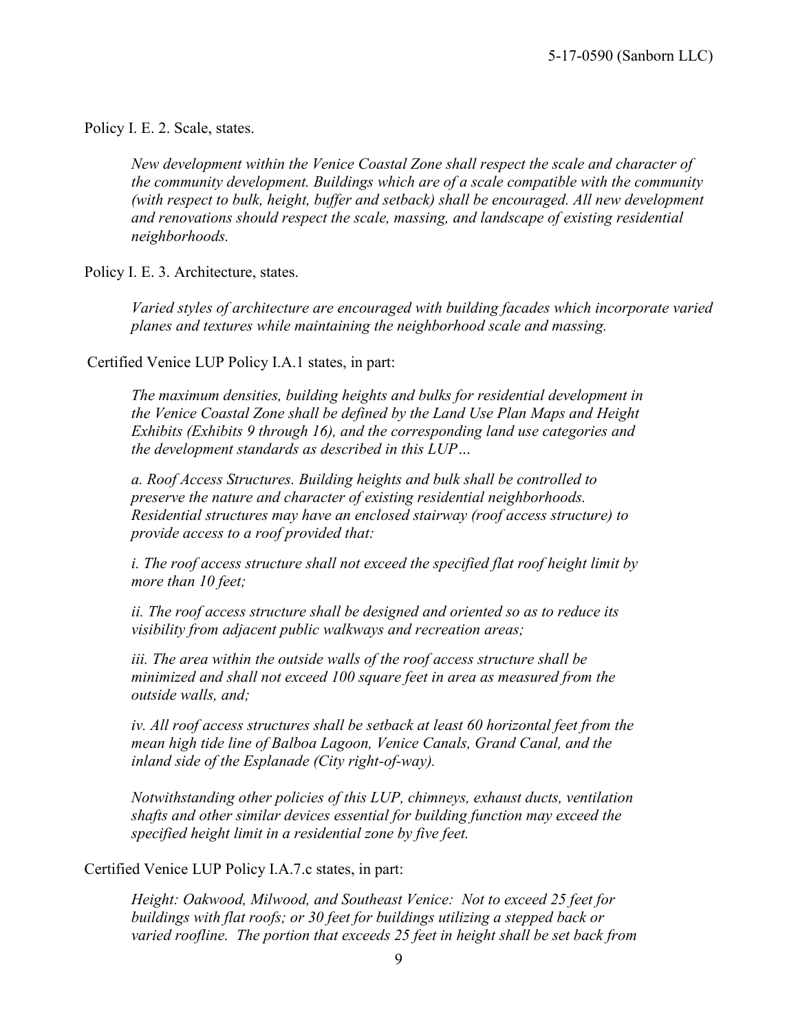Policy I. E. 2. Scale, states.

> *New development within the Venice Coastal Zone shall respect the scale and character of the community development. Buildings which are of a scale compatible with the community (with respect to bulk, height, buffer and setback) shall be encouraged. All new development and renovations should respect the scale, massing, and landscape of existing residential neighborhoods.*

Policy I. E. 3. Architecture, states.

> *Varied styles of architecture are encouraged with building facades which incorporate varied planes and textures while maintaining the neighborhood scale and massing.*

Certified Venice LUP Policy I.A.1 states, in part:

> *The maximum densities, building heights and bulks for residential development in the Venice Coastal Zone shall be defined by the Land Use Plan Maps and Height Exhibits (Exhibits 9 through 16), and the corresponding land use categories and the development standards as described in this LUP…*
>
> *a. Roof Access Structures. Building heights and bulk shall be controlled to preserve the nature and character of existing residential neighborhoods. Residential structures may have an enclosed stairway (roof access structure) to provide access to a roof provided that:*
>
> *i. The roof access structure shall not exceed the specified flat roof height limit by more than 10 feet;*
>
> *ii. The roof access structure shall be designed and oriented so as to reduce its visibility from adjacent public walkways and recreation areas;*
>
> *iii. The area within the outside walls of the roof access structure shall be minimized and shall not exceed 100 square feet in area as measured from the outside walls, and;*
>
> *iv. All roof access structures shall be setback at least 60 horizontal feet from the mean high tide line of Balboa Lagoon, Venice Canals, Grand Canal, and the inland side of the Esplanade (City right-of-way).*
>
> *Notwithstanding other policies of this LUP, chimneys, exhaust ducts, ventilation shafts and other similar devices essential for building function may exceed the specified height limit in a residential zone by five feet.*

Certified Venice LUP Policy I.A.7.c states, in part:

> *Height: Oakwood, Milwood, and Southeast Venice: Not to exceed 25 feet for buildings with flat roofs; or 30 feet for buildings utilizing a stepped back or varied roofline. The portion that exceeds 25 feet in height shall be set back from*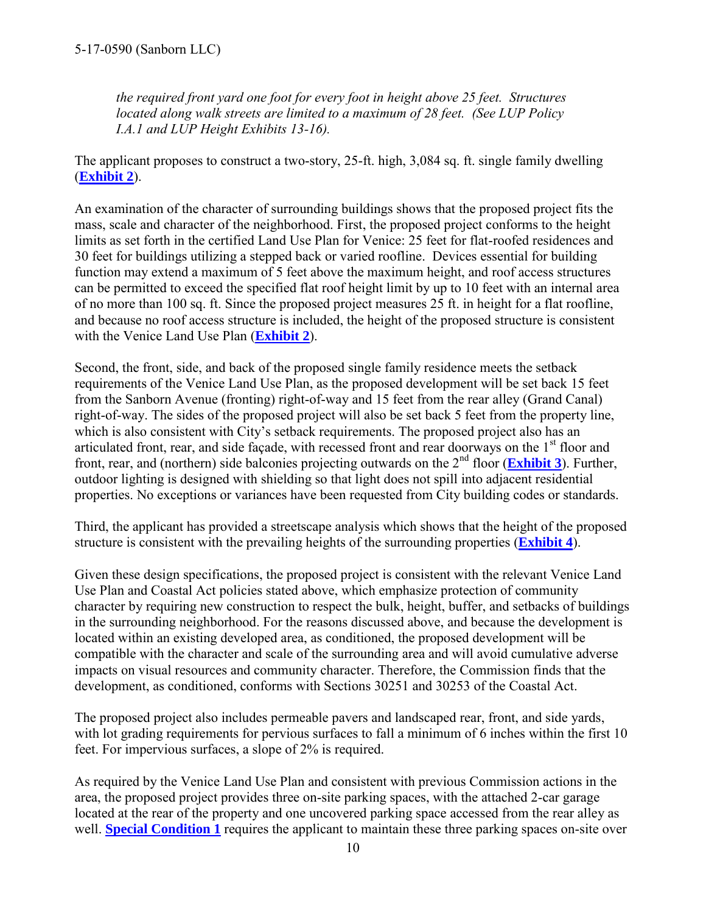*the required front yard one foot for every foot in height above 25 feet. Structures located along walk streets are limited to a maximum of 28 feet. (See LUP Policy I.A.1 and LUP Height Exhibits 13-16).*

The applicant proposes to construct a two-story, 25-ft. high, 3,084 sq. ft. single family dwelling (**Exhibit 2**).

An examination of the character of surrounding buildings shows that the proposed project fits the mass, scale and character of the neighborhood. First, the proposed project conforms to the height limits as set forth in the certified Land Use Plan for Venice: 25 feet for flat-roofed residences and 30 feet for buildings utilizing a stepped back or varied roofline. Devices essential for building function may extend a maximum of 5 feet above the maximum height, and roof access structures can be permitted to exceed the specified flat roof height limit by up to 10 feet with an internal area of no more than 100 sq. ft. Since the proposed project measures 25 ft. in height for a flat roofline, and because no roof access structure is included, the height of the proposed structure is consistent with the Venice Land Use Plan (**Exhibit 2**).

Second, the front, side, and back of the proposed single family residence meets the setback requirements of the Venice Land Use Plan, as the proposed development will be set back 15 feet from the Sanborn Avenue (fronting) right-of-way and 15 feet from the rear alley (Grand Canal) right-of-way. The sides of the proposed project will also be set back 5 feet from the property line, which is also consistent with City's setback requirements. The proposed project also has an articulated front, rear, and side façade, with recessed front and rear doorways on the 1st floor and front, rear, and (northern) side balconies projecting outwards on the 2nd floor (**Exhibit 3**). Further, outdoor lighting is designed with shielding so that light does not spill into adjacent residential properties. No exceptions or variances have been requested from City building codes or standards.

Third, the applicant has provided a streetscape analysis which shows that the height of the proposed structure is consistent with the prevailing heights of the surrounding properties (**Exhibit 4**).

Given these design specifications, the proposed project is consistent with the relevant Venice Land Use Plan and Coastal Act policies stated above, which emphasize protection of community character by requiring new construction to respect the bulk, height, buffer, and setbacks of buildings in the surrounding neighborhood. For the reasons discussed above, and because the development is located within an existing developed area, as conditioned, the proposed development will be compatible with the character and scale of the surrounding area and will avoid cumulative adverse impacts on visual resources and community character. Therefore, the Commission finds that the development, as conditioned, conforms with Sections 30251 and 30253 of the Coastal Act.

The proposed project also includes permeable pavers and landscaped rear, front, and side yards, with lot grading requirements for pervious surfaces to fall a minimum of 6 inches within the first 10 feet. For impervious surfaces, a slope of 2% is required.

As required by the Venice Land Use Plan and consistent with previous Commission actions in the area, the proposed project provides three on-site parking spaces, with the attached 2-car garage located at the rear of the property and one uncovered parking space accessed from the rear alley as well. **Special Condition 1** requires the applicant to maintain these three parking spaces on-site over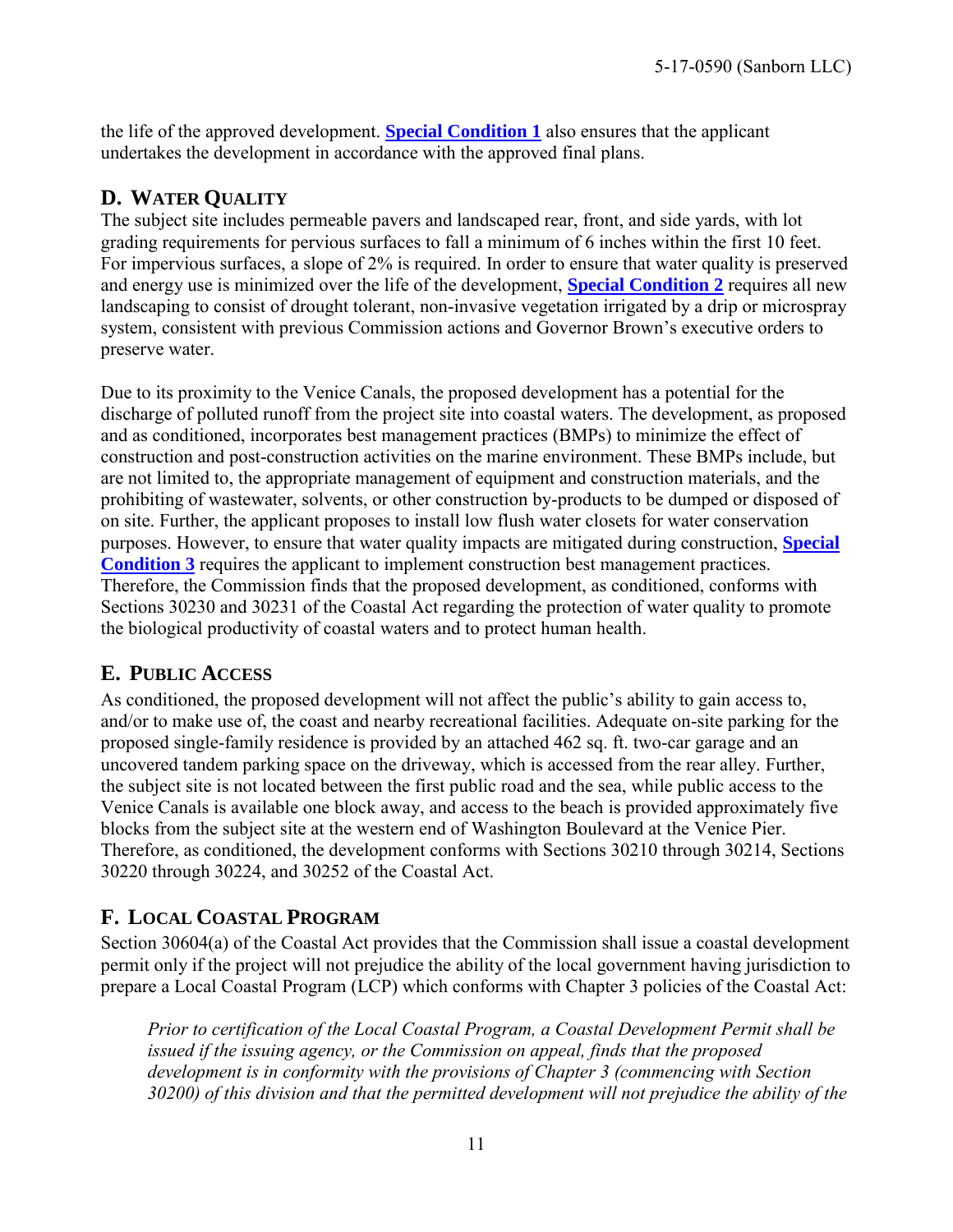the life of the approved development. **Special Condition 1** also ensures that the applicant undertakes the development in accordance with the approved final plans.

## D. Water Quality

The subject site includes permeable pavers and landscaped rear, front, and side yards, with lot grading requirements for pervious surfaces to fall a minimum of 6 inches within the first 10 feet. For impervious surfaces, a slope of 2% is required. In order to ensure that water quality is preserved and energy use is minimized over the life of the development, **Special Condition 2** requires all new landscaping to consist of drought tolerant, non-invasive vegetation irrigated by a drip or microspray system, consistent with previous Commission actions and Governor Brown's executive orders to preserve water.

Due to its proximity to the Venice Canals, the proposed development has a potential for the discharge of polluted runoff from the project site into coastal waters. The development, as proposed and as conditioned, incorporates best management practices (BMPs) to minimize the effect of construction and post-construction activities on the marine environment. These BMPs include, but are not limited to, the appropriate management of equipment and construction materials, and the prohibiting of wastewater, solvents, or other construction by-products to be dumped or disposed of on site. Further, the applicant proposes to install low flush water closets for water conservation purposes. However, to ensure that water quality impacts are mitigated during construction, **Special Condition 3** requires the applicant to implement construction best management practices. Therefore, the Commission finds that the proposed development, as conditioned, conforms with Sections 30230 and 30231 of the Coastal Act regarding the protection of water quality to promote the biological productivity of coastal waters and to protect human health.

## E. Public Access

As conditioned, the proposed development will not affect the public's ability to gain access to, and/or to make use of, the coast and nearby recreational facilities. Adequate on-site parking for the proposed single-family residence is provided by an attached 462 sq. ft. two-car garage and an uncovered tandem parking space on the driveway, which is accessed from the rear alley. Further, the subject site is not located between the first public road and the sea, while public access to the Venice Canals is available one block away, and access to the beach is provided approximately five blocks from the subject site at the western end of Washington Boulevard at the Venice Pier. Therefore, as conditioned, the development conforms with Sections 30210 through 30214, Sections 30220 through 30224, and 30252 of the Coastal Act.

## F. Local Coastal Program

Section 30604(a) of the Coastal Act provides that the Commission shall issue a coastal development permit only if the project will not prejudice the ability of the local government having jurisdiction to prepare a Local Coastal Program (LCP) which conforms with Chapter 3 policies of the Coastal Act:

> *Prior to certification of the Local Coastal Program, a Coastal Development Permit shall be issued if the issuing agency, or the Commission on appeal, finds that the proposed development is in conformity with the provisions of Chapter 3 (commencing with Section 30200) of this division and that the permitted development will not prejudice the ability of the*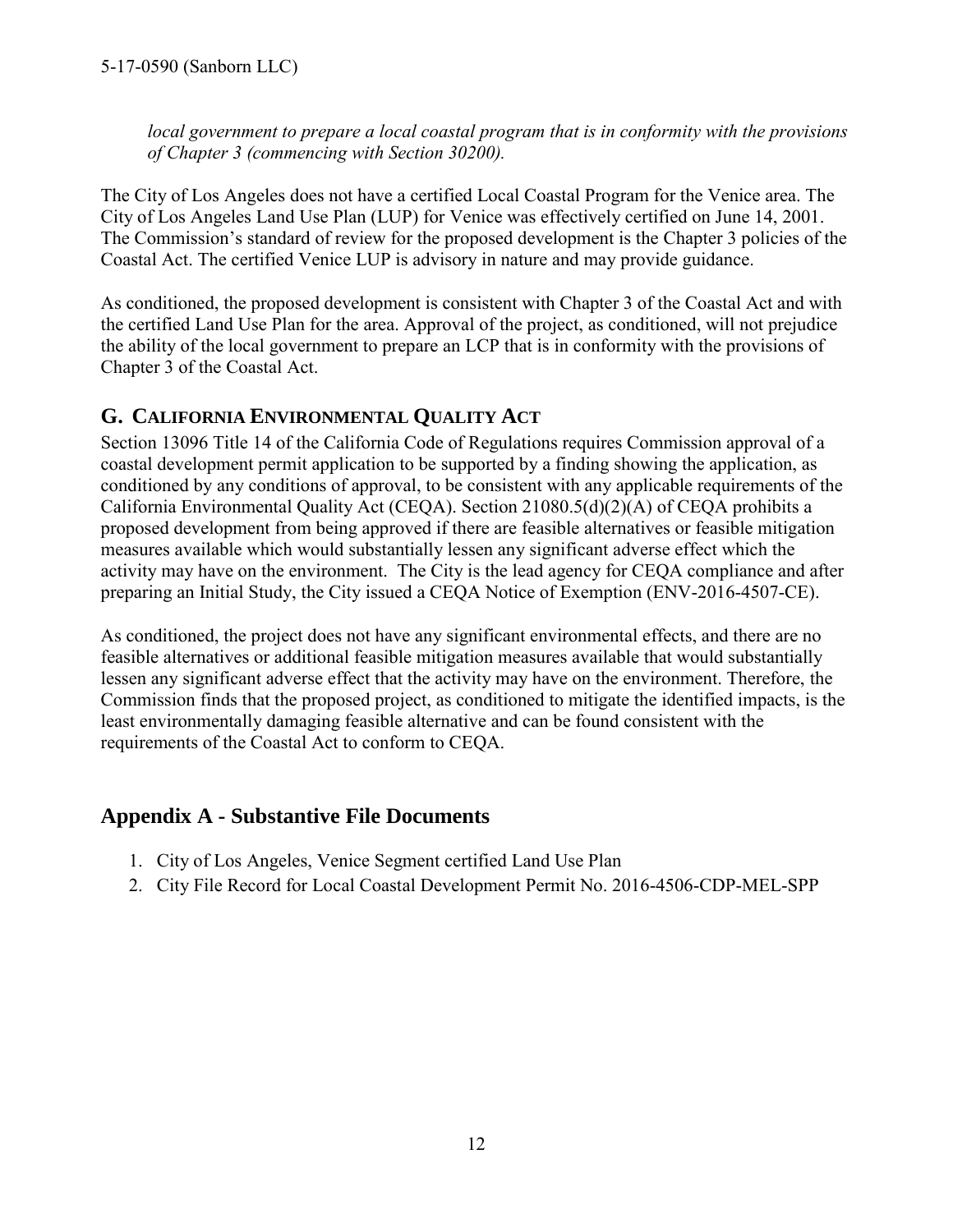*local government to prepare a local coastal program that is in conformity with the provisions of Chapter 3 (commencing with Section 30200).*

The City of Los Angeles does not have a certified Local Coastal Program for the Venice area. The City of Los Angeles Land Use Plan (LUP) for Venice was effectively certified on June 14, 2001. The Commission's standard of review for the proposed development is the Chapter 3 policies of the Coastal Act. The certified Venice LUP is advisory in nature and may provide guidance.

As conditioned, the proposed development is consistent with Chapter 3 of the Coastal Act and with the certified Land Use Plan for the area. Approval of the project, as conditioned, will not prejudice the ability of the local government to prepare an LCP that is in conformity with the provisions of Chapter 3 of the Coastal Act.

## G. CALIFORNIA ENVIRONMENTAL QUALITY ACT

Section 13096 Title 14 of the California Code of Regulations requires Commission approval of a coastal development permit application to be supported by a finding showing the application, as conditioned by any conditions of approval, to be consistent with any applicable requirements of the California Environmental Quality Act (CEQA). Section 21080.5(d)(2)(A) of CEQA prohibits a proposed development from being approved if there are feasible alternatives or feasible mitigation measures available which would substantially lessen any significant adverse effect which the activity may have on the environment. The City is the lead agency for CEQA compliance and after preparing an Initial Study, the City issued a CEQA Notice of Exemption (ENV-2016-4507-CE).

As conditioned, the project does not have any significant environmental effects, and there are no feasible alternatives or additional feasible mitigation measures available that would substantially lessen any significant adverse effect that the activity may have on the environment. Therefore, the Commission finds that the proposed project, as conditioned to mitigate the identified impacts, is the least environmentally damaging feasible alternative and can be found consistent with the requirements of the Coastal Act to conform to CEQA.

## Appendix A - Substantive File Documents

1. City of Los Angeles, Venice Segment certified Land Use Plan
2. City File Record for Local Coastal Development Permit No. 2016-4506-CDP-MEL-SPP